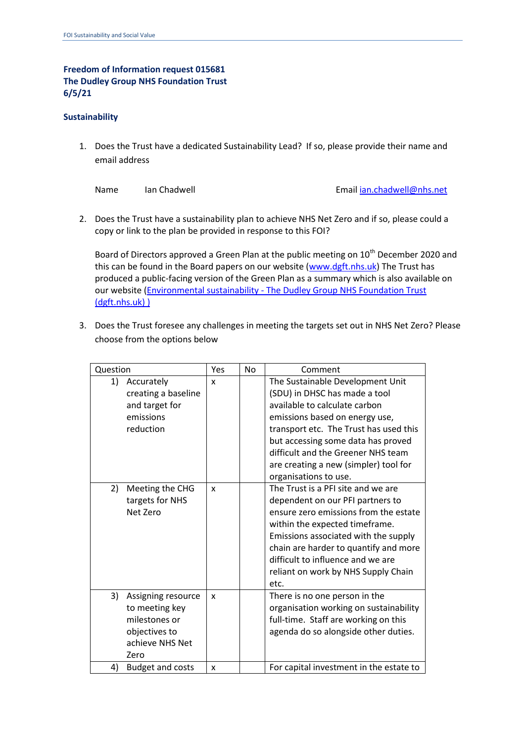**Freedom of Information request 015681**
**The Dudley Group NHS Foundation Trust**
**6/5/21**

**Sustainability**

1. Does the Trust have a dedicated Sustainability Lead? If so, please provide their name and email address

   Name Ian Chadwell Email [ian.chadwell@nhs.net](mailto:ian.chadwell@nhs.net)

2. Does the Trust have a sustainability plan to achieve NHS Net Zero and if so, please could a copy or link to the plan be provided in response to this FOI?

   Board of Directors approved a Green Plan at the public meeting on 10th December 2020 and this can be found in the Board papers on our website ([www.dgft.nhs.uk](http://www.dgft.nhs.uk)) The Trust has produced a public-facing version of the Green Plan as a summary which is also available on our website ([Environmental sustainability - The Dudley Group NHS Foundation Trust (dgft.nhs.uk) )]()

3. Does the Trust foresee any challenges in meeting the targets set out in NHS Net Zero? Please choose from the options below

| Question | Yes | No | Comment |
|---|---|---|---|
| 1) Accurately creating a baseline and target for emissions reduction | x | | The Sustainable Development Unit (SDU) in DHSC has made a tool available to calculate carbon emissions based on energy use, transport etc. The Trust has used this but accessing some data has proved difficult and the Greener NHS team are creating a new (simpler) tool for organisations to use. |
| 2) Meeting the CHG targets for NHS Net Zero | x | | The Trust is a PFI site and we are dependent on our PFI partners to ensure zero emissions from the estate within the expected timeframe. Emissions associated with the supply chain are harder to quantify and more difficult to influence and we are reliant on work by NHS Supply Chain etc. |
| 3) Assigning resource to meeting key milestones or objectives to achieve NHS Net Zero | x | | There is no one person in the organisation working on sustainability full-time. Staff are working on this agenda do so alongside other duties. |
| 4) Budget and costs | x | | For capital investment in the estate to |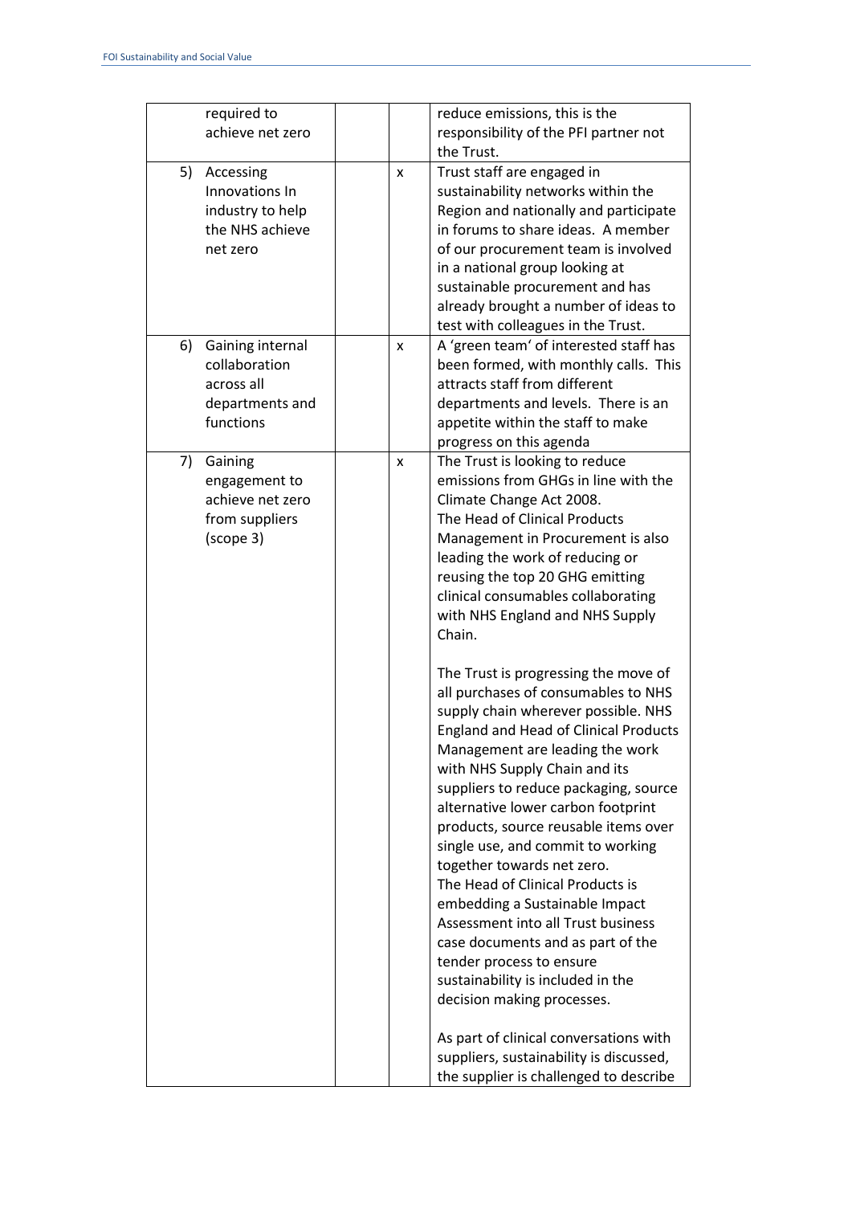| | | | |
|---|---|---|---|
| required to achieve net zero | | | reduce emissions, this is the responsibility of the PFI partner not the Trust. |
| 5) Accessing Innovations In industry to help the NHS achieve net zero | | x | Trust staff are engaged in sustainability networks within the Region and nationally and participate in forums to share ideas. A member of our procurement team is involved in a national group looking at sustainable procurement and has already brought a number of ideas to test with colleagues in the Trust. |
| 6) Gaining internal collaboration across all departments and functions | | x | A 'green team' of interested staff has been formed, with monthly calls. This attracts staff from different departments and levels. There is an appetite within the staff to make progress on this agenda |
| 7) Gaining engagement to achieve net zero from suppliers (scope 3) | | x | The Trust is looking to reduce emissions from GHGs in line with the Climate Change Act 2008.<br>The Head of Clinical Products Management in Procurement is also leading the work of reducing or reusing the top 20 GHG emitting clinical consumables collaborating with NHS England and NHS Supply Chain.<br><br>The Trust is progressing the move of all purchases of consumables to NHS supply chain wherever possible. NHS England and Head of Clinical Products Management are leading the work with NHS Supply Chain and its suppliers to reduce packaging, source alternative lower carbon footprint products, source reusable items over single use, and commit to working together towards net zero.<br>The Head of Clinical Products is embedding a Sustainable Impact Assessment into all Trust business case documents and as part of the tender process to ensure sustainability is included in the decision making processes.<br><br>As part of clinical conversations with suppliers, sustainability is discussed, the supplier is challenged to describe |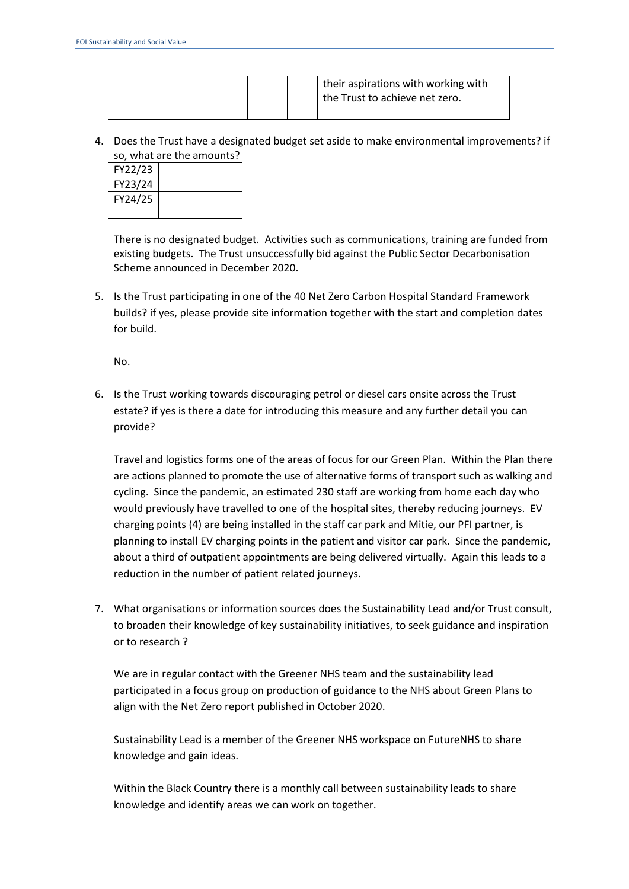| | | | their aspirations with working with the Trust to achieve net zero. |
|---|---|---|---|

4. Does the Trust have a designated budget set aside to make environmental improvements? if so, what are the amounts?

| FY22/23 | |
|---|---|
| FY23/24 | |
| FY24/25 | |

   There is no designated budget. Activities such as communications, training are funded from existing budgets. The Trust unsuccessfully bid against the Public Sector Decarbonisation Scheme announced in December 2020.

5. Is the Trust participating in one of the 40 Net Zero Carbon Hospital Standard Framework builds? if yes, please provide site information together with the start and completion dates for build.

   No.

6. Is the Trust working towards discouraging petrol or diesel cars onsite across the Trust estate? if yes is there a date for introducing this measure and any further detail you can provide?

   Travel and logistics forms one of the areas of focus for our Green Plan. Within the Plan there are actions planned to promote the use of alternative forms of transport such as walking and cycling. Since the pandemic, an estimated 230 staff are working from home each day who would previously have travelled to one of the hospital sites, thereby reducing journeys. EV charging points (4) are being installed in the staff car park and Mitie, our PFI partner, is planning to install EV charging points in the patient and visitor car park. Since the pandemic, about a third of outpatient appointments are being delivered virtually. Again this leads to a reduction in the number of patient related journeys.

7. What organisations or information sources does the Sustainability Lead and/or Trust consult, to broaden their knowledge of key sustainability initiatives, to seek guidance and inspiration or to research ?

   We are in regular contact with the Greener NHS team and the sustainability lead participated in a focus group on production of guidance to the NHS about Green Plans to align with the Net Zero report published in October 2020.

   Sustainability Lead is a member of the Greener NHS workspace on FutureNHS to share knowledge and gain ideas.

   Within the Black Country there is a monthly call between sustainability leads to share knowledge and identify areas we can work on together.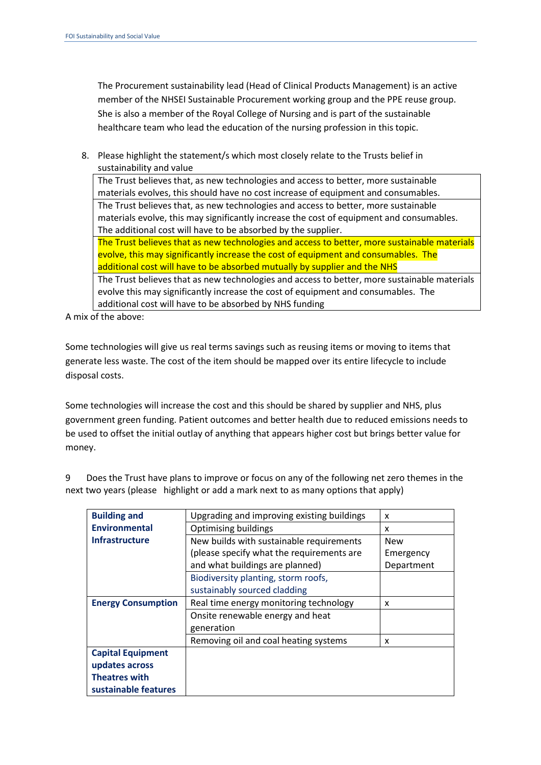The Procurement sustainability lead (Head of Clinical Products Management) is an active member of the NHSEI Sustainable Procurement working group and the PPE reuse group. She is also a member of the Royal College of Nursing and is part of the sustainable healthcare team who lead the education of the nursing profession in this topic.

8. Please highlight the statement/s which most closely relate to the Trusts belief in sustainability and value

| |
|---|
| The Trust believes that, as new technologies and access to better, more sustainable materials evolves, this should have no cost increase of equipment and consumables. |
| The Trust believes that, as new technologies and access to better, more sustainable materials evolve, this may significantly increase the cost of equipment and consumables. The additional cost will have to be absorbed by the supplier. |
| ==The Trust believes that as new technologies and access to better, more sustainable materials evolve, this may significantly increase the cost of equipment and consumables. The additional cost will have to be absorbed mutually by supplier and the NHS== |
| The Trust believes that as new technologies and access to better, more sustainable materials evolve this may significantly increase the cost of equipment and consumables. The additional cost will have to be absorbed by NHS funding |

A mix of the above:

Some technologies will give us real terms savings such as reusing items or moving to items that generate less waste. The cost of the item should be mapped over its entire lifecycle to include disposal costs.

Some technologies will increase the cost and this should be shared by supplier and NHS, plus government green funding. Patient outcomes and better health due to reduced emissions needs to be used to offset the initial outlay of anything that appears higher cost but brings better value for money.

9 Does the Trust have plans to improve or focus on any of the following net zero themes in the next two years (please highlight or add a mark next to as many options that apply)

| | | |
|---|---|---|
| **Building and Environmental Infrastructure** | Upgrading and improving existing buildings | x |
| | Optimising buildings | x |
| | New builds with sustainable requirements (please specify what the requirements are and what buildings are planned) | New Emergency Department |
| | Biodiversity planting, storm roofs, sustainably sourced cladding | |
| **Energy Consumption** | Real time energy monitoring technology | x |
| | Onsite renewable energy and heat generation | |
| | Removing oil and coal heating systems | x |
| **Capital Equipment updates across Theatres with sustainable features** | | |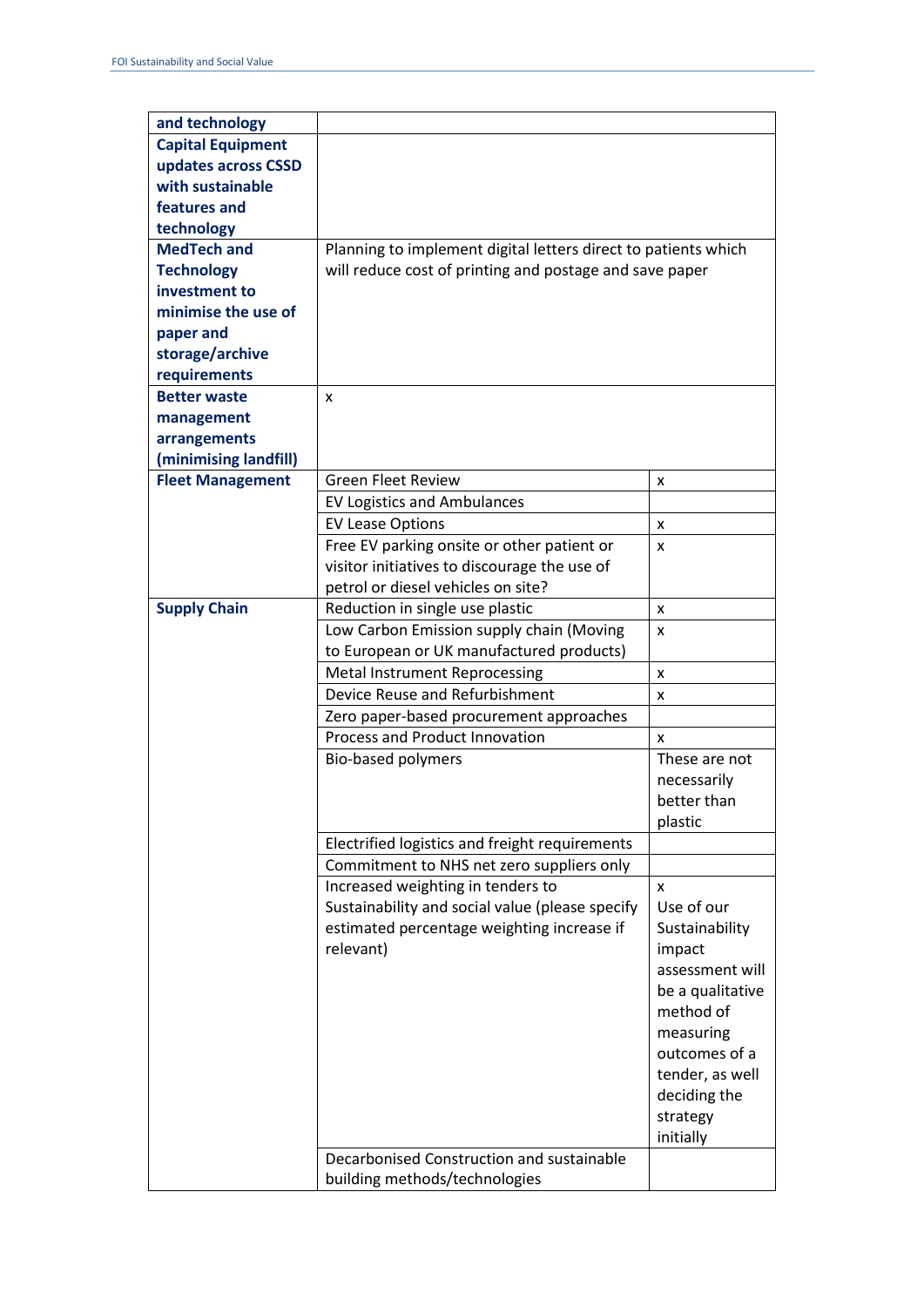| | | |
|---|---|---|
| **and technology** | | |
| **Capital Equipment updates across CSSD with sustainable features and technology** | | |
| **MedTech and Technology investment to minimise the use of paper and storage/archive requirements** | Planning to implement digital letters direct to patients which will reduce cost of printing and postage and save paper | |
| **Better waste management arrangements (minimising landfill)** | x | |
| **Fleet Management** | Green Fleet Review | x |
| | EV Logistics and Ambulances | |
| | EV Lease Options | x |
| | Free EV parking onsite or other patient or visitor initiatives to discourage the use of petrol or diesel vehicles on site? | x |
| **Supply Chain** | Reduction in single use plastic | x |
| | Low Carbon Emission supply chain (Moving to European or UK manufactured products) | x |
| | Metal Instrument Reprocessing | x |
| | Device Reuse and Refurbishment | x |
| | Zero paper-based procurement approaches | |
| | Process and Product Innovation | x |
| | Bio-based polymers | These are not necessarily better than plastic |
| | Electrified logistics and freight requirements | |
| | Commitment to NHS net zero suppliers only | |
| | Increased weighting in tenders to Sustainability and social value (please specify estimated percentage weighting increase if relevant) | x<br>Use of our Sustainability impact assessment will be a qualitative method of measuring outcomes of a tender, as well deciding the strategy initially |
| | Decarbonised Construction and sustainable building methods/technologies | |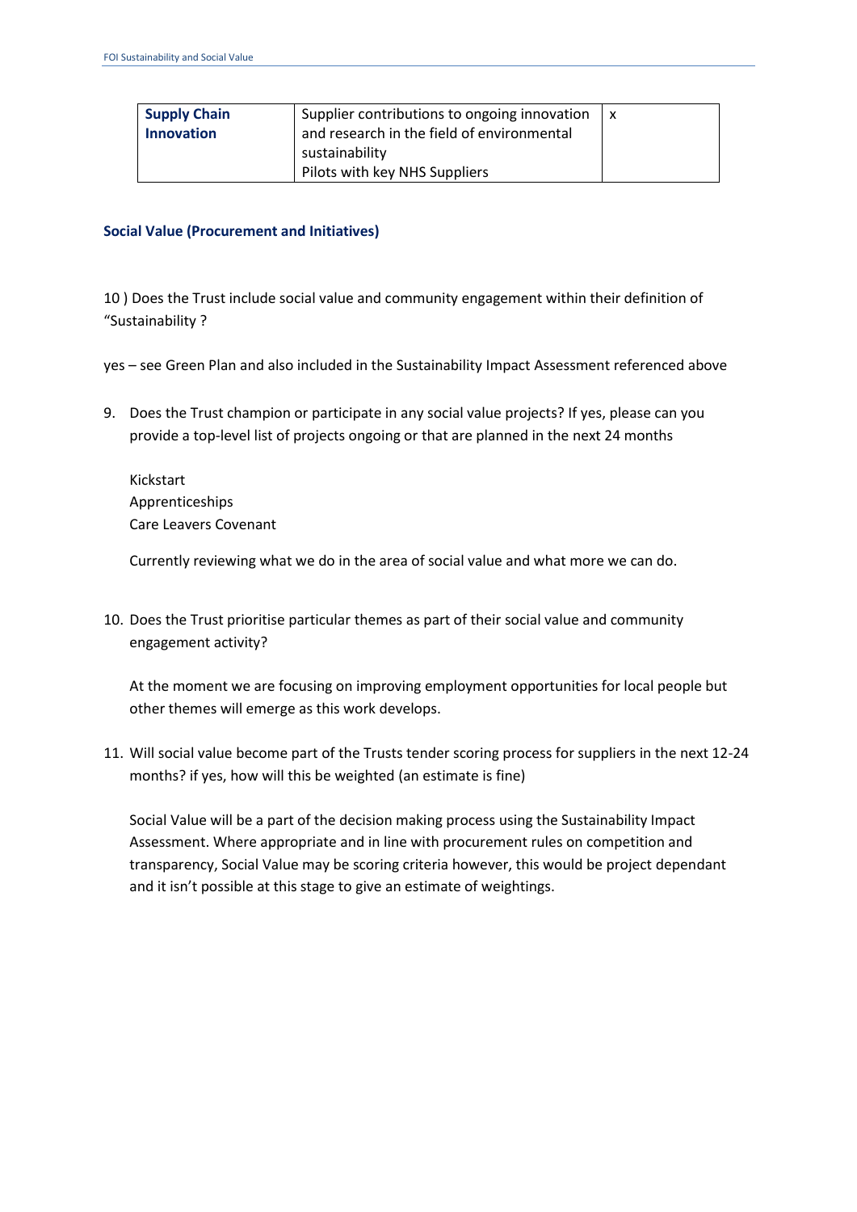| | | |
|---|---|---|
| **Supply Chain Innovation** | Supplier contributions to ongoing innovation and research in the field of environmental sustainability<br>Pilots with key NHS Suppliers | x |

### Social Value (Procurement and Initiatives)

10 ) Does the Trust include social value and community engagement within their definition of “Sustainability ?

yes – see Green Plan and also included in the Sustainability Impact Assessment referenced above

9. Does the Trust champion or participate in any social value projects? If yes, please can you provide a top-level list of projects ongoing or that are planned in the next 24 months

   Kickstart
   Apprenticeships
   Care Leavers Covenant

   Currently reviewing what we do in the area of social value and what more we can do.

10. Does the Trust prioritise particular themes as part of their social value and community engagement activity?

    At the moment we are focusing on improving employment opportunities for local people but other themes will emerge as this work develops.

11. Will social value become part of the Trusts tender scoring process for suppliers in the next 12-24 months? if yes, how will this be weighted (an estimate is fine)

    Social Value will be a part of the decision making process using the Sustainability Impact Assessment. Where appropriate and in line with procurement rules on competition and transparency, Social Value may be scoring criteria however, this would be project dependant and it isn’t possible at this stage to give an estimate of weightings.